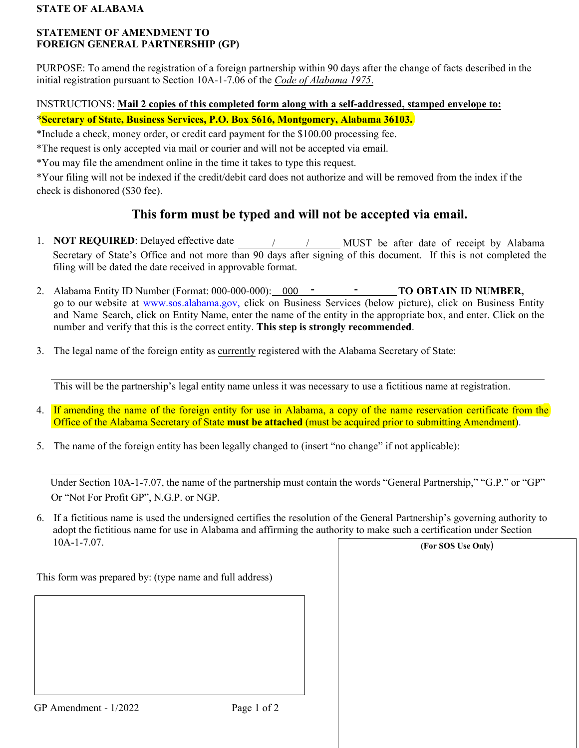**STATE OF ALABAMA**

**STATEMENT OF AMENDMENT TO**
**FOREIGN GENERAL PARTNERSHIP (GP)**

PURPOSE: To amend the registration of a foreign partnership within 90 days after the change of facts described in the initial registration pursuant to Section 10A-1-7.06 of the *Code of Alabama 1975*.

INSTRUCTIONS: **Mail 2 copies of this completed form along with a self-addressed, stamped envelope to:**

\***Secretary of State, Business Services, P.O. Box 5616, Montgomery, Alabama 36103.**

*Include a check, money order, or credit card payment for the $100.00 processing fee.

*The request is only accepted via mail or courier and will not be accepted via email.

*You may file the amendment online in the time it takes to type this request.

*Your filing will not be indexed if the credit/debit card does not authorize and will be removed from the index if the check is dishonored ($30 fee).

## This form must be typed and will not be accepted via email.

1. **NOT REQUIRED**: Delayed effective date ______/______/______ MUST be after date of receipt by Alabama Secretary of State's Office and not more than 90 days after signing of this document. If this is not completed the filing will be dated the date received in approvable format.

2. Alabama Entity ID Number (Format: 000-000-000): 000 - ______ - ______ **TO OBTAIN ID NUMBER,** go to our website at www.sos.alabama.gov, click on Business Services (below picture), click on Business Entity and Name Search, click on Entity Name, enter the name of the entity in the appropriate box, and enter. Click on the number and verify that this is the correct entity. **This step is strongly recommended**.

3. The legal name of the foreign entity as currently registered with the Alabama Secretary of State:

   ______________________________________________

   This will be the partnership's legal entity name unless it was necessary to use a fictitious name at registration.

4. If amending the name of the foreign entity for use in Alabama, a copy of the name reservation certificate from the Office of the Alabama Secretary of State **must be attached** (must be acquired prior to submitting Amendment).

5. The name of the foreign entity has been legally changed to (insert "no change" if not applicable):

   ______________________________________________

   Under Section 10A-1-7.07, the name of the partnership must contain the words "General Partnership," "G.P." or "GP" Or "Not For Profit GP", N.G.P. or NGP.

6. If a fictitious name is used the undersigned certifies the resolution of the General Partnership's governing authority to adopt the fictitious name for use in Alabama and affirming the authority to make such a certification under Section 10A-1-7.07.

This form was prepared by: (type name and full address)

**(For SOS Use Only)**

GP Amendment - 1/2022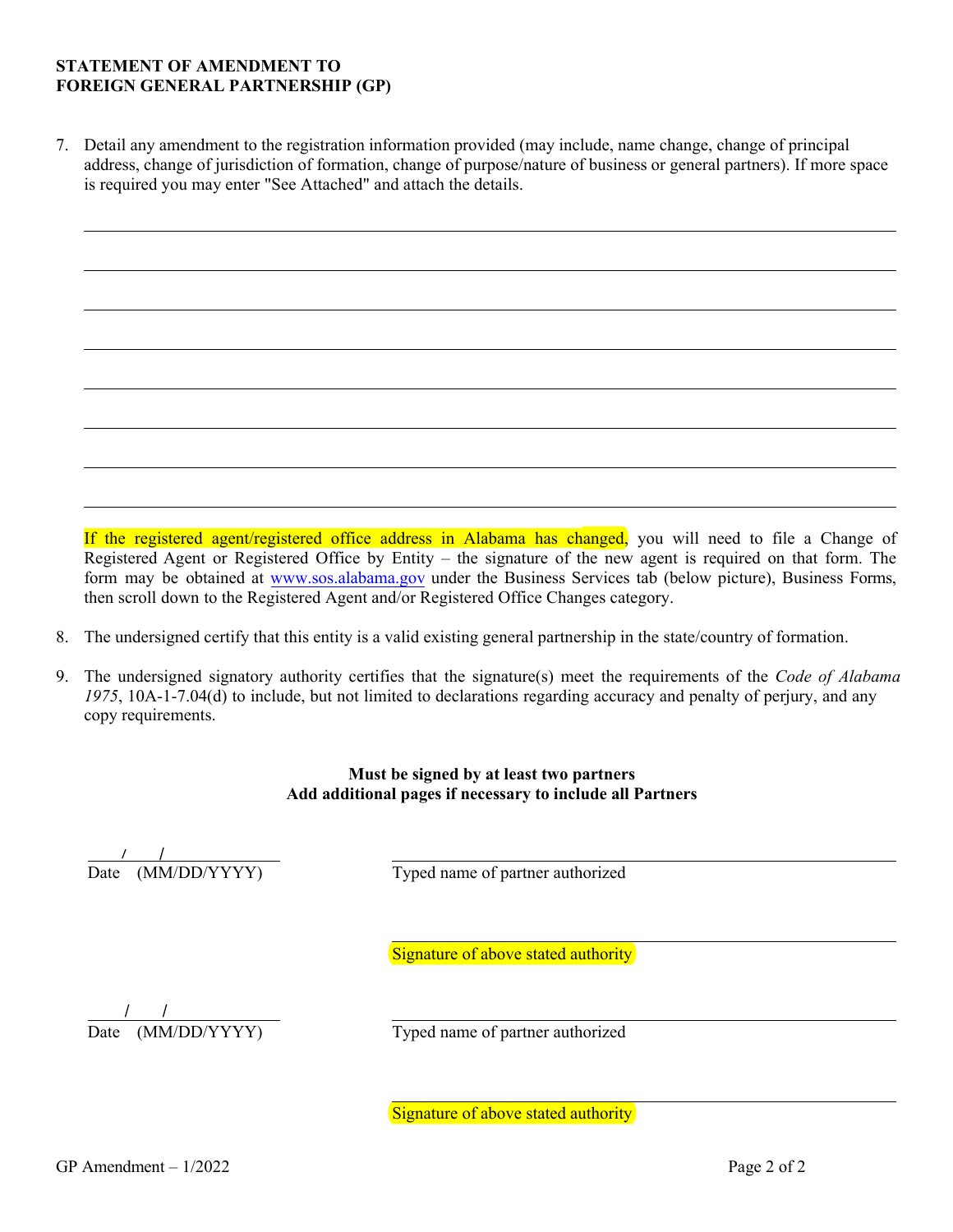**STATEMENT OF AMENDMENT TO**
**FOREIGN GENERAL PARTNERSHIP (GP)**

7. Detail any amendment to the registration information provided (may include, name change, change of principal address, change of jurisdiction of formation, change of purpose/nature of business or general partners). If more space is required you may enter "See Attached" and attach the details.

\_\_\_\_\_\_\_\_\_\_\_\_\_\_\_\_\_\_\_\_\_\_\_\_\_\_\_\_\_\_\_\_\_\_\_\_\_\_\_\_\_\_\_\_\_\_\_\_\_\_\_\_\_\_\_\_\_\_\_\_\_\_\_\_\_\_\_\_\_\_\_\_

\_\_\_\_\_\_\_\_\_\_\_\_\_\_\_\_\_\_\_\_\_\_\_\_\_\_\_\_\_\_\_\_\_\_\_\_\_\_\_\_\_\_\_\_\_\_\_\_\_\_\_\_\_\_\_\_\_\_\_\_\_\_\_\_\_\_\_\_\_\_\_\_

\_\_\_\_\_\_\_\_\_\_\_\_\_\_\_\_\_\_\_\_\_\_\_\_\_\_\_\_\_\_\_\_\_\_\_\_\_\_\_\_\_\_\_\_\_\_\_\_\_\_\_\_\_\_\_\_\_\_\_\_\_\_\_\_\_\_\_\_\_\_\_\_

\_\_\_\_\_\_\_\_\_\_\_\_\_\_\_\_\_\_\_\_\_\_\_\_\_\_\_\_\_\_\_\_\_\_\_\_\_\_\_\_\_\_\_\_\_\_\_\_\_\_\_\_\_\_\_\_\_\_\_\_\_\_\_\_\_\_\_\_\_\_\_\_

\_\_\_\_\_\_\_\_\_\_\_\_\_\_\_\_\_\_\_\_\_\_\_\_\_\_\_\_\_\_\_\_\_\_\_\_\_\_\_\_\_\_\_\_\_\_\_\_\_\_\_\_\_\_\_\_\_\_\_\_\_\_\_\_\_\_\_\_\_\_\_\_

\_\_\_\_\_\_\_\_\_\_\_\_\_\_\_\_\_\_\_\_\_\_\_\_\_\_\_\_\_\_\_\_\_\_\_\_\_\_\_\_\_\_\_\_\_\_\_\_\_\_\_\_\_\_\_\_\_\_\_\_\_\_\_\_\_\_\_\_\_\_\_\_

\_\_\_\_\_\_\_\_\_\_\_\_\_\_\_\_\_\_\_\_\_\_\_\_\_\_\_\_\_\_\_\_\_\_\_\_\_\_\_\_\_\_\_\_\_\_\_\_\_\_\_\_\_\_\_\_\_\_\_\_\_\_\_\_\_\_\_\_\_\_\_\_

\_\_\_\_\_\_\_\_\_\_\_\_\_\_\_\_\_\_\_\_\_\_\_\_\_\_\_\_\_\_\_\_\_\_\_\_\_\_\_\_\_\_\_\_\_\_\_\_\_\_\_\_\_\_\_\_\_\_\_\_\_\_\_\_\_\_\_\_\_\_\_\_

If the registered agent/registered office address in Alabama has changed, you will need to file a Change of Registered Agent or Registered Office by Entity – the signature of the new agent is required on that form. The form may be obtained at www.sos.alabama.gov under the Business Services tab (below picture), Business Forms, then scroll down to the Registered Agent and/or Registered Office Changes category.

8. The undersigned certify that this entity is a valid existing general partnership in the state/country of formation.

9. The undersigned signatory authority certifies that the signature(s) meet the requirements of the *Code of Alabama 1975*, 10A-1-7.04(d) to include, but not limited to declarations regarding accuracy and penalty of perjury, and any copy requirements.

**Must be signed by at least two partners**
**Add additional pages if necessary to include all Partners**

\_\_\_\_/\_\_\_\_/\_\_\_\_\_\_\_\_ &nbsp;&nbsp;&nbsp;&nbsp; \_\_\_\_\_\_\_\_\_\_\_\_\_\_\_\_\_\_\_\_\_\_\_\_\_\_\_\_\_\_\_\_\_\_\_\_
Date (MM/DD/YYYY) &nbsp;&nbsp;&nbsp;&nbsp; Typed name of partner authorized

\_\_\_\_\_\_\_\_\_\_\_\_\_\_\_\_\_\_\_\_\_\_\_\_\_\_\_\_\_\_\_\_\_\_\_\_
Signature of above stated authority

\_\_\_\_/\_\_\_\_/\_\_\_\_\_\_\_\_ &nbsp;&nbsp;&nbsp;&nbsp; \_\_\_\_\_\_\_\_\_\_\_\_\_\_\_\_\_\_\_\_\_\_\_\_\_\_\_\_\_\_\_\_\_\_\_\_
Date (MM/DD/YYYY) &nbsp;&nbsp;&nbsp;&nbsp; Typed name of partner authorized

\_\_\_\_\_\_\_\_\_\_\_\_\_\_\_\_\_\_\_\_\_\_\_\_\_\_\_\_\_\_\_\_\_\_\_\_
Signature of above stated authority

GP Amendment – 1/2022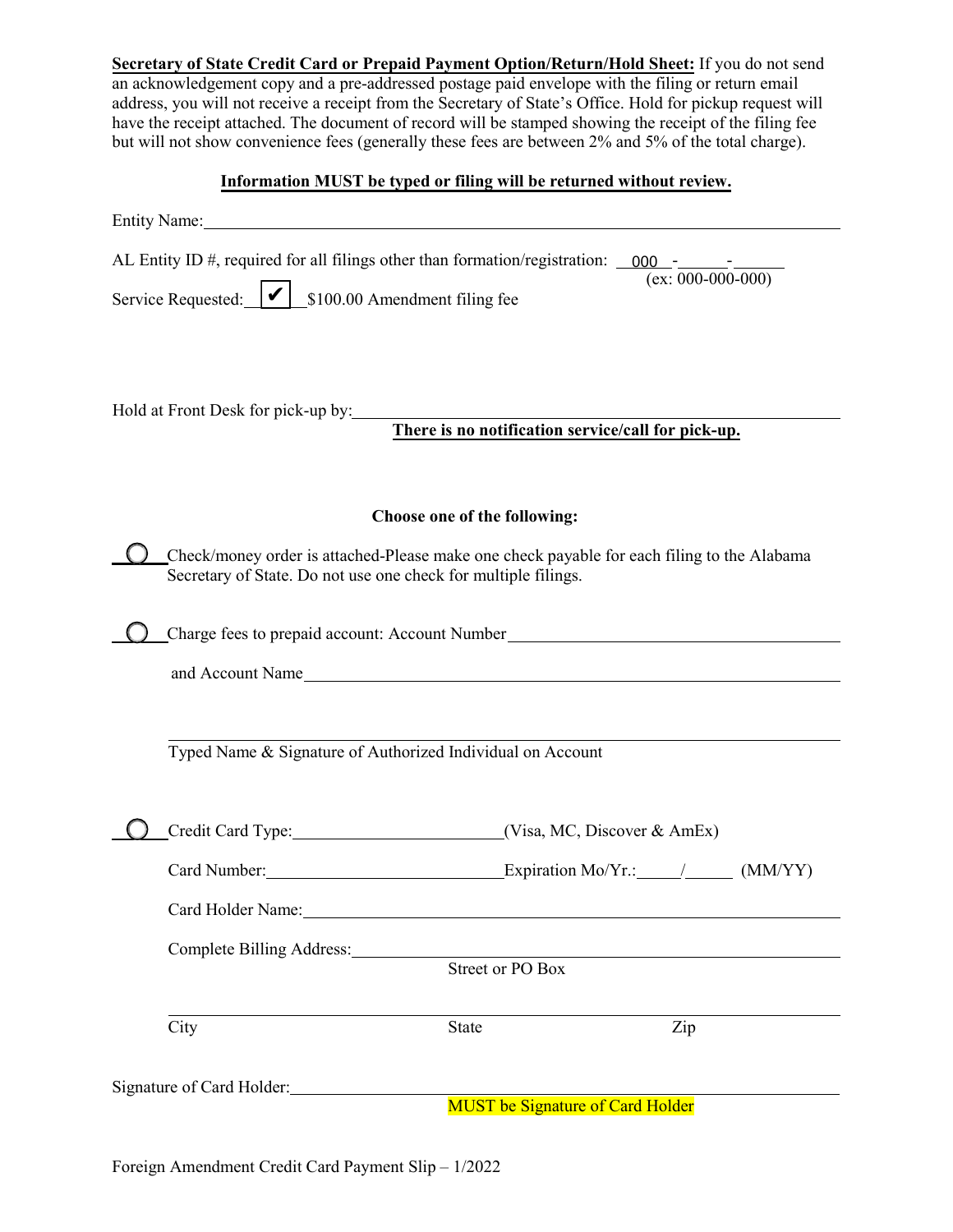**Secretary of State Credit Card or Prepaid Payment Option/Return/Hold Sheet:** If you do not send an acknowledgement copy and a pre-addressed postage paid envelope with the filing or return email address, you will not receive a receipt from the Secretary of State's Office. Hold for pickup request will have the receipt attached. The document of record will be stamped showing the receipt of the filing fee but will not show convenience fees (generally these fees are between 2% and 5% of the total charge).

**Information MUST be typed or filing will be returned without review.**

Entity Name: ______________________________________________

AL Entity ID #, required for all filings other than formation/registration: 000 - ______ - ______
(ex: 000-000-000)

Service Requested: ☑ $100.00 Amendment filing fee

Hold at Front Desk for pick-up by: ______________________________________________

**There is no notification service/call for pick-up.**

**Choose one of the following:**

◯ Check/money order is attached-Please make one check payable for each filing to the Alabama Secretary of State. Do not use one check for multiple filings.

◯ Charge fees to prepaid account: Account Number ______________________________

and Account Name ______________________________

______________________________
Typed Name & Signature of Authorized Individual on Account

◯ Credit Card Type: ______________ (Visa, MC, Discover & AmEx)

Card Number: ______________ Expiration Mo/Yr.: ____/____ (MM/YY)

Card Holder Name: ______________________________

Complete Billing Address: ______________________________
Street or PO Box

______________________________
City State Zip

Signature of Card Holder: ______________________________
MUST be Signature of Card Holder

Foreign Amendment Credit Card Payment Slip – 1/2022